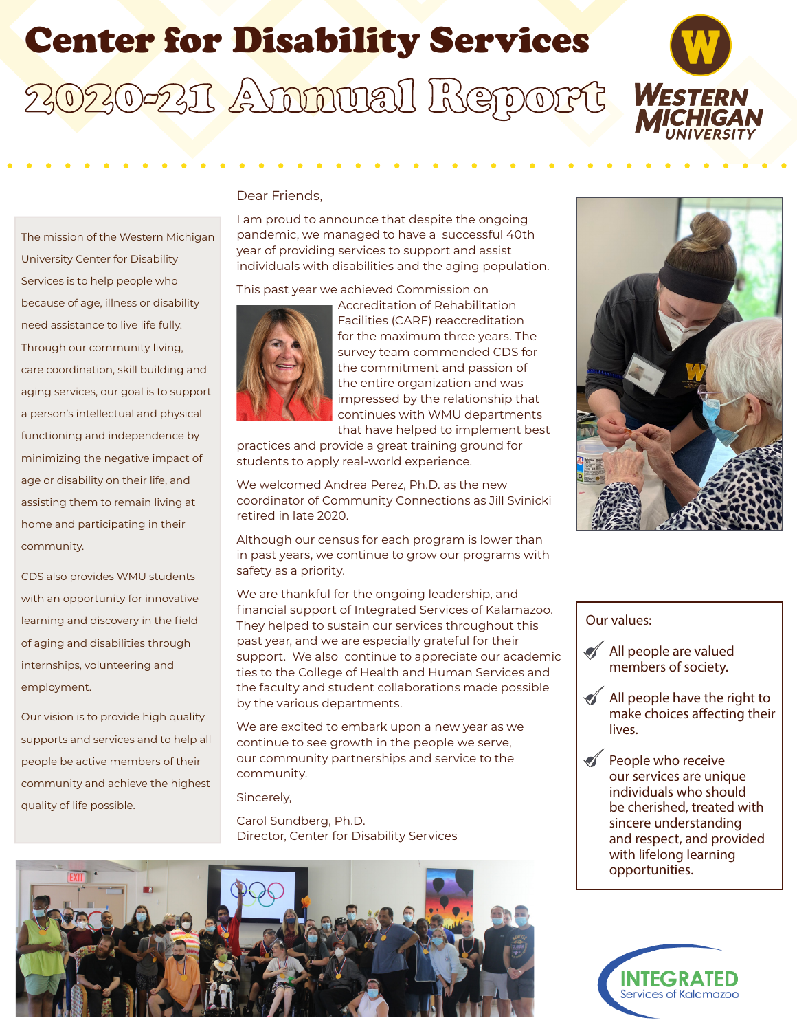# Center for Disability Services

## 2020-21 Annual Report

The mission of the Western Michigan University Center for Disability Services is to help people who because of age, illness or disability need assistance to live life fully. Through our community living, care coordination, skill building and aging services, our goal is to support a person's intellectual and physical functioning and independence by minimizing the negative impact of age or disability on their life, and assisting them to remain living at home and participating in their community.

CDS also provides WMU students with an opportunity for innovative learning and discovery in the field of aging and disabilities through internships, volunteering and employment.

Our vision is to provide high quality supports and services and to help all people be active members of their community and achieve the highest quality of life possible.

Dear Friends,

I am proud to announce that despite the ongoing pandemic, we managed to have a successful 40th year of providing services to support and assist individuals with disabilities and the aging population.

This past year we achieved Commission on Accreditation of Rehabilitation Facilities (CARF) reaccreditation for the maximum three years. The survey team commended CDS for the commitment and passion of the entire organization and was impressed by the relationship that continues with WMU departments that have helped to implement best practices and provide a great training ground for students to apply real-world experience.

We welcomed Andrea Perez, Ph.D. as the new coordinator of Community Connections as Jill Svinicki retired in late 2020.

Although our census for each program is lower than in past years, we continue to grow our programs with safety as a priority.

We are thankful for the ongoing leadership, and financial support of Integrated Services of Kalamazoo. They helped to sustain our services throughout this past year, and we are especially grateful for their support. We also continue to appreciate our academic ties to the College of Health and Human Services and the faculty and student collaborations made possible by the various departments.

We are excited to embark upon a new year as we continue to see growth in the people we serve, our community partnerships and service to the community.

Sincerely,

Carol Sundberg, Ph.D.
Director, Center for Disability Services

Our values:

- All people are valued members of society.
- All people have the right to make choices affecting their lives.
- People who receive our services are unique individuals who should be cherished, treated with sincere understanding and respect, and provided with lifelong learning opportunities.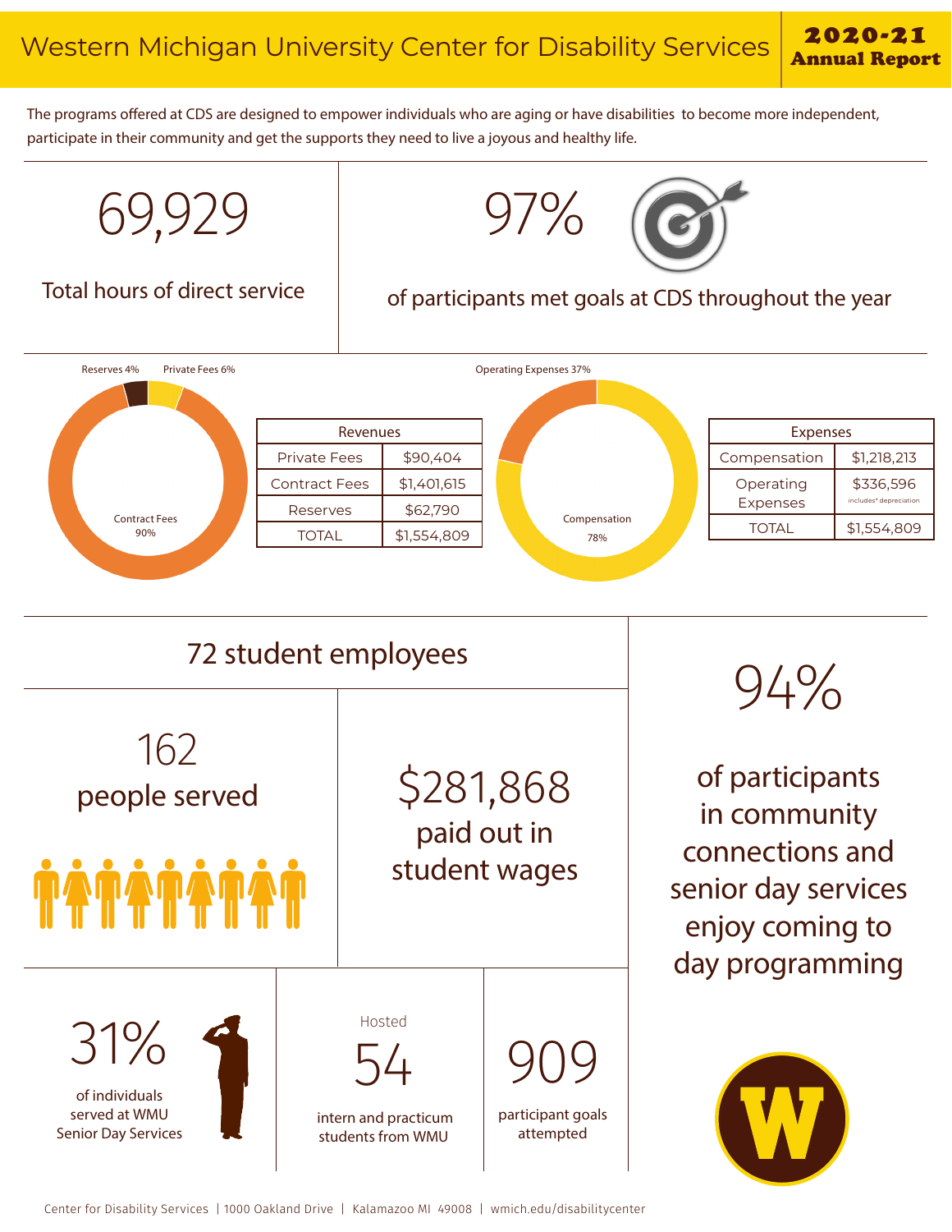# Western Michigan University Center for Disability Services

**2020-21 Annual Report**

The programs offered at CDS are designed to empower individuals who are aging or have disabilities to become more independent, participate in their community and get the supports they need to live a joyous and healthy life.

69,929

Total hours of direct service

97%

of participants met goals at CDS throughout the year

Reserves 4%
Private Fees 6%
Contract Fees 90%

| Revenues | |
|---|---|
| Private Fees | $90,404 |
| Contract Fees | $1,401,615 |
| Reserves | $62,790 |
| TOTAL | $1,554,809 |

Operating Expenses 37%
Compensation 78%

| Expenses | |
|---|---|
| Compensation | $1,218,213 |
| Operating Expenses | $336,596 includes* depreciation |
| TOTAL | $1,554,809 |

72 student employees

162
people served

$281,868
paid out in student wages

94%

of participants in community connections and senior day services enjoy coming to day programming

31%
of individuals served at WMU Senior Day Services

Hosted
54
intern and practicum students from WMU

909
participant goals attempted

Center for Disability Services | 1000 Oakland Drive | Kalamazoo MI 49008 | wmich.edu/disabilitycenter